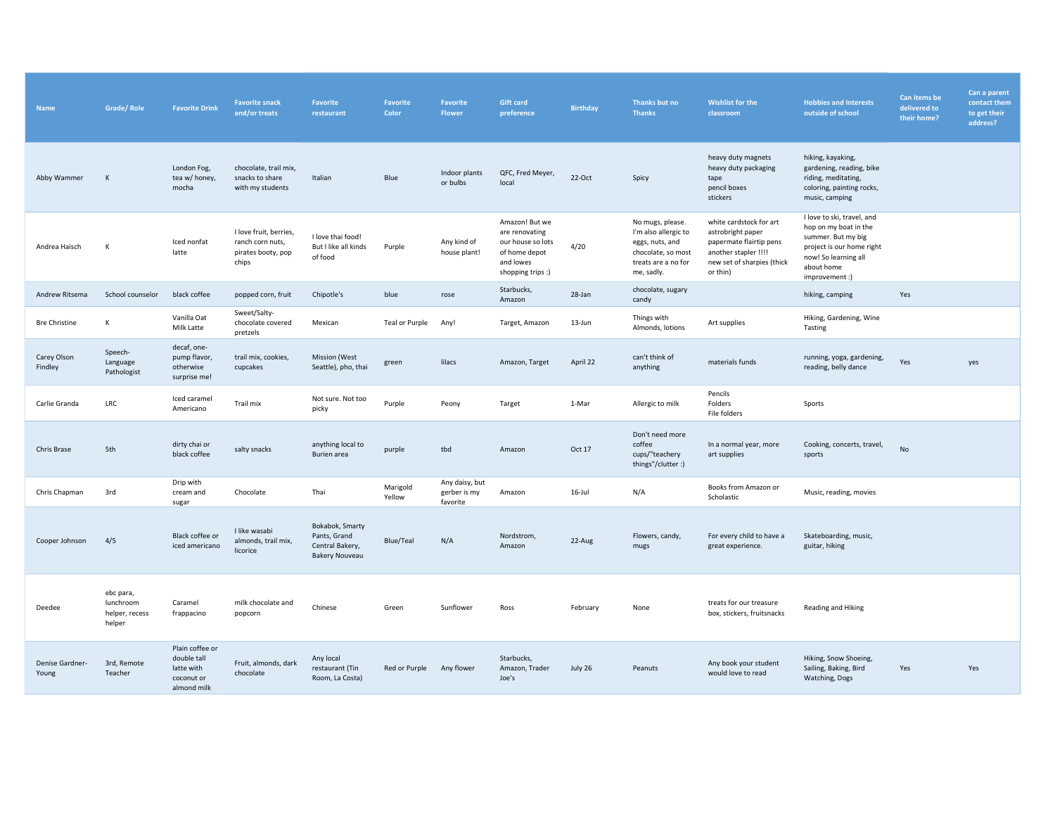| Name | Grade/ Role | Favorite Drink | Favorite snack and/or treats | Favorite restaurant | Favorite Color | Favorite Flower | Gift card preference | Birthday | Thanks but no Thanks | Wishlist for the classroom | Hobbies and Interests outside of school | Can items be delivered to their home? | Can a parent contact them to get their address? |
|---|---|---|---|---|---|---|---|---|---|---|---|---|---|
| Abby Wammer | K | London Fog, tea w/ honey, mocha | chocolate, trail mix, snacks to share with my students | Italian | Blue | Indoor plants or bulbs | QFC, Fred Meyer, local | 22-Oct | Spicy | heavy duty magnets heavy duty packaging tape pencil boxes stickers | hiking, kayaking, gardening, reading, bike riding, meditating, coloring, painting rocks, music, camping | | |
| Andrea Haisch | K | Iced nonfat latte | I love fruit, berries, ranch corn nuts, pirates booty, pop chips | I love thai food! But I like all kinds of food | Purple | Any kind of house plant! | Amazon! But we are renovating our house so lots of home depot and lowes shopping trips :) | 4/20 | No mugs, please. I'm also allergic to eggs, nuts, and chocolate, so most treats are a no for me, sadly. | white cardstock for art astrobright paper papermate flairtip pens another stapler !!!! new set of sharpies (thick or thin) | I love to ski, travel, and hop on my boat in the summer. But my big project is our home right now! So learning all about home improvement :) | | |
| Andrew Ritsema | School counselor | black coffee | popped corn, fruit | Chipotle's | blue | rose | Starbucks, Amazon | 28-Jan | chocolate, sugary candy | | hiking, camping | Yes | |
| Bre Christine | K | Vanilla Oat Milk Latte | Sweet/Salty- chocolate covered pretzels | Mexican | Teal or Purple | Any! | Target, Amazon | 13-Jun | Things with Almonds, lotions | Art supplies | Hiking, Gardening, Wine Tasting | | |
| Carey Olson Findley | Speech-Language Pathologist | decaf, one-pump flavor, otherwise surprise me! | trail mix, cookies, cupcakes | Mission (West Seattle), pho, thai | green | lilacs | Amazon, Target | April 22 | can't think of anything | materials funds | running, yoga, gardening, reading, belly dance | Yes | yes |
| Carlie Granda | LRC | Iced caramel Americano | Trail mix | Not sure. Not too picky | Purple | Peony | Target | 1-Mar | Allergic to milk | Pencils Folders File folders | Sports | | |
| Chris Brase | 5th | dirty chai or black coffee | salty snacks | anything local to Burien area | purple | tbd | Amazon | Oct 17 | Don't need more coffee cups/"teachery things"/clutter :) | In a normal year, more art supplies | Cooking, concerts, travel, sports | No | |
| Chris Chapman | 3rd | Drip with cream and sugar | Chocolate | Thai | Marigold Yellow | Any daisy, but gerber is my favorite | Amazon | 16-Jul | N/A | Books from Amazon or Scholastic | Music, reading, movies | | |
| Cooper Johnson | 4/5 | Black coffee or iced americano | I like wasabi almonds, trail mix, licorice | Bokabok, Smarty Pants, Grand Central Bakery, Bakery Nouveau | Blue/Teal | N/A | Nordstrom, Amazon | 22-Aug | Flowers, candy, mugs | For every child to have a great experience. | Skateboarding, music, guitar, hiking | | |
| Deedee | ebc para, lunchroom helper, recess helper | Caramel frappacino | milk chocolate and popcorn | Chinese | Green | Sunflower | Ross | February | None | treats for our treasure box, stickers, fruitsnacks | Reading and Hiking | | |
| Denise Gardner-Young | 3rd, Remote Teacher | Plain coffee or double tall latte with coconut or almond milk | Fruit, almonds, dark chocolate | Any local restaurant (Tin Room, La Costa) | Red or Purple | Any flower | Starbucks, Amazon, Trader Joe's | July 26 | Peanuts | Any book your student would love to read | Hiking, Snow Shoeing, Sailing, Baking, Bird Watching, Dogs | Yes | Yes |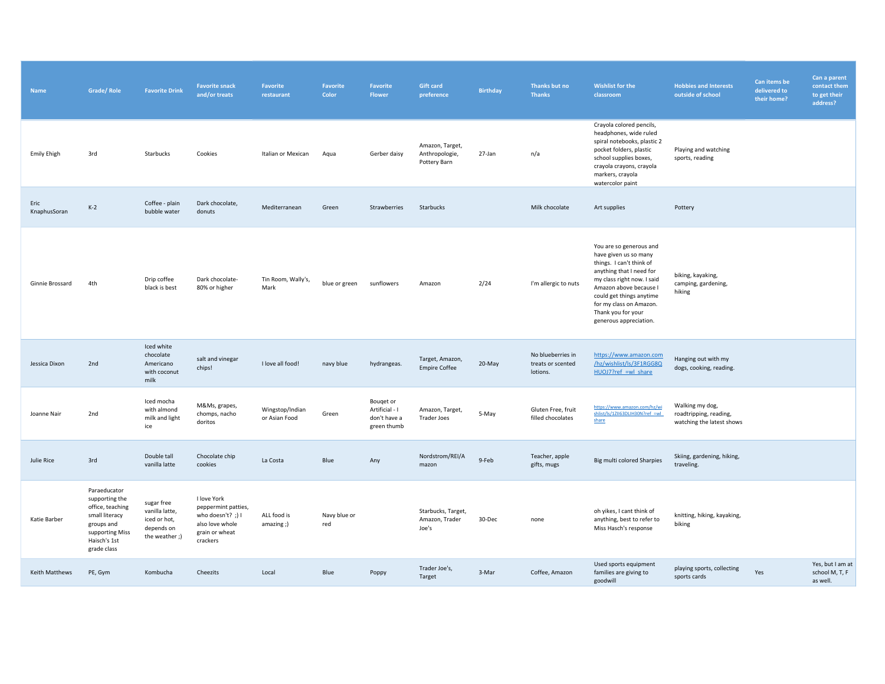| Name | Grade/ Role | Favorite Drink | Favorite snack and/or treats | Favorite restaurant | Favorite Color | Favorite Flower | Gift card preference | Birthday | Thanks but no Thanks | Wishlist for the classroom | Hobbies and Interests outside of school | Can items be delivered to their home? | Can a parent contact them to get their address? |
|---|---|---|---|---|---|---|---|---|---|---|---|---|---|
| Emily Ehigh | 3rd | Starbucks | Cookies | Italian or Mexican | Aqua | Gerber daisy | Amazon, Target, Anthropologie, Pottery Barn | 27-Jan | n/a | Crayola colored pencils, headphones, wide ruled spiral notebooks, plastic 2 pocket folders, plastic school supplies boxes, crayola crayons, crayola markers, crayola watercolor paint | Playing and watching sports, reading | | |
| Eric KnaphusSoran | K-2 | Coffee - plain bubble water | Dark chocolate, donuts | Mediterranean | Green | Strawberries | Starbucks | | Milk chocolate | Art supplies | Pottery | | |
| Ginnie Brossard | 4th | Drip coffee black is best | Dark chocolate- 80% or higher | Tin Room, Wally's, Mark | blue or green | sunflowers | Amazon | 2/24 | I'm allergic to nuts | You are so generous and have given us so many things. I can't think of anything that I need for my class right now. I said Amazon above because I could get things anytime for my class on Amazon. Thank you for your generous appreciation. | biking, kayaking, camping, gardening, hiking | | |
| Jessica Dixon | 2nd | Iced white chocolate Americano with coconut milk | salt and vinegar chips! | I love all food! | navy blue | hydrangeas. | Target, Amazon, Empire Coffee | 20-May | No blueberries in treats or scented lotions. | https://www.amazon.com/hz/wishlist/ls/3F1RGG8QHUOJ7?ref_=wl_share | Hanging out with my dogs, cooking, reading. | | |
| Joanne Nair | 2nd | Iced mocha with almond milk and light ice | M&Ms, grapes, chomps, nacho doritos | Wingstop/Indian or Asian Food | Green | Bouqet or Artificial - I don't have a green thumb | Amazon, Target, Trader Joes | 5-May | Gluten Free, fruit filled chocolates | https://www.amazon.com/hz/wishlist/ls/1ZII63DLIH30N?ref_=wl_share | Walking my dog, roadtripping, reading, watching the latest shows | | |
| Julie Rice | 3rd | Double tall vanilla latte | Chocolate chip cookies | La Costa | Blue | Any | Nordstrom/REI/Amazon | 9-Feb | Teacher, apple gifts, mugs | Big multi colored Sharpies | Skiing, gardening, hiking, traveling. | | |
| Katie Barber | Paraeducator supporting the office, teaching small literacy groups and supporting Miss Haisch's 1st grade class | sugar free vanilla latte, iced or hot, depends on the weather ;) | I love York peppermint patties, who doesn't? ;) I also love whole grain or wheat crackers | ALL food is amazing ;) | Navy blue or red | | Starbucks, Target, Amazon, Trader Joe's | 30-Dec | none | oh yikes, I cant think of anything, best to refer to Miss Hasch's response | knitting, hiking, kayaking, biking | | |
| Keith Matthews | PE, Gym | Kombucha | Cheezits | Local | Blue | Poppy | Trader Joe's, Target | 3-Mar | Coffee, Amazon | Used sports equipment families are giving to goodwill | playing sports, collecting sports cards | Yes | Yes, but I am at school M, T, F as well. |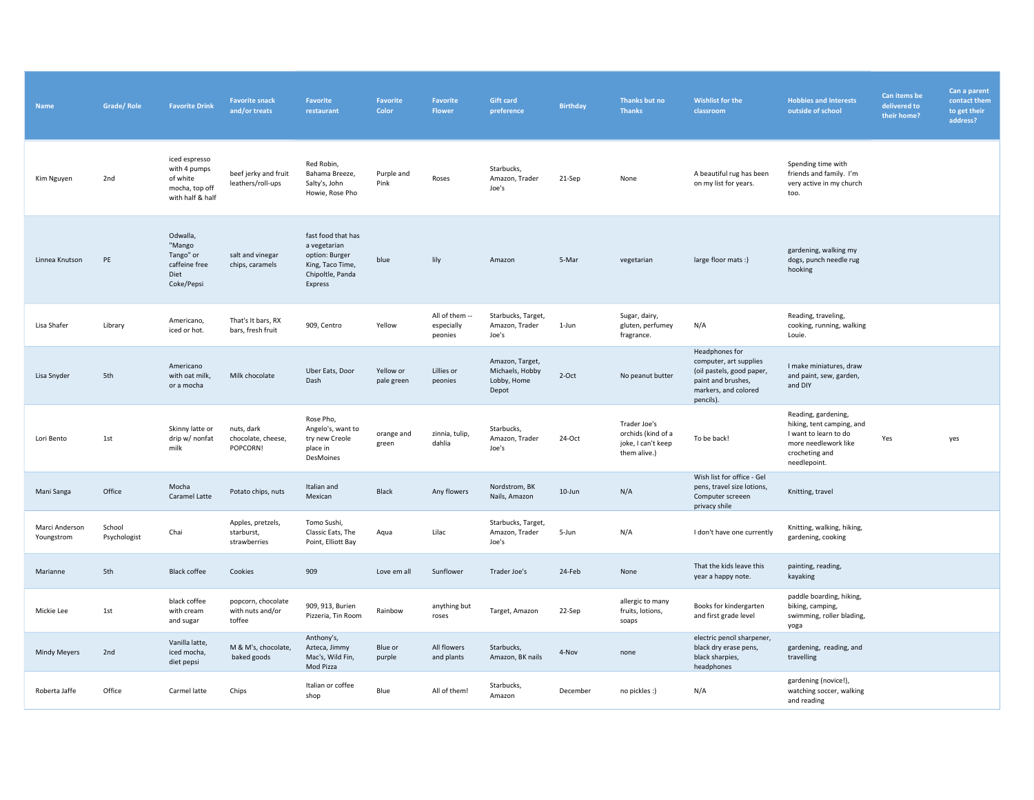| Name | Grade/ Role | Favorite Drink | Favorite snack and/or treats | Favorite restaurant | Favorite Color | Favorite Flower | Gift card preference | Birthday | Thanks but no Thanks | Wishlist for the classroom | Hobbies and Interests outside of school | Can items be delivered to their home? | Can a parent contact them to get their address? |
|---|---|---|---|---|---|---|---|---|---|---|---|---|---|
| Kim Nguyen | 2nd | iced espresso with 4 pumps of white mocha, top off with half & half | beef jerky and fruit leathers/roll-ups | Red Robin, Bahama Breeze, Salty's, John Howie, Rose Pho | Purple and Pink | Roses | Starbucks, Amazon, Trader Joe's | 21-Sep | None | A beautiful rug has been on my list for years. | Spending time with friends and family. I'm very active in my church too. | | |
| Linnea Knutson | PE | Odwalla, "Mango Tango" or caffeine free Diet Coke/Pepsi | salt and vinegar chips, caramels | fast food that has a vegetarian option: Burger King, Taco Time, Chipoltle, Panda Express | blue | lily | Amazon | 5-Mar | vegetarian | large floor mats :) | gardening, walking my dogs, punch needle rug hooking | | |
| Lisa Shafer | Library | Americano, iced or hot. | That's It bars, RX bars, fresh fruit | 909, Centro | Yellow | All of them -- especially peonies | Starbucks, Target, Amazon, Trader Joe's | 1-Jun | Sugar, dairy, gluten, perfumey fragrance. | N/A | Reading, traveling, cooking, running, walking Louie. | | |
| Lisa Snyder | 5th | Americano with oat milk, or a mocha | Milk chocolate | Uber Eats, Door Dash | Yellow or pale green | Lillies or peonies | Amazon, Target, Michaels, Hobby Lobby, Home Depot | 2-Oct | No peanut butter | Headphones for computer, art supplies (oil pastels, good paper, paint and brushes, markers, and colored pencils). | I make miniatures, draw and paint, sew, garden, and DIY | | |
| Lori Bento | 1st | Skinny latte or drip w/ nonfat milk | nuts, dark chocolate, cheese, POPCORN! | Rose Pho, Angelo's, want to try new Creole place in DesMoines | orange and green | zinnia, tulip, dahlia | Starbucks, Amazon, Trader Joe's | 24-Oct | Trader Joe's orchids (kind of a joke, I can't keep them alive.) | To be back! | Reading, gardening, hiking, tent camping, and I want to learn to do more needlework like crocheting and needlepoint. | Yes | yes |
| Mani Sanga | Office | Mocha Caramel Latte | Potato chips, nuts | Italian and Mexican | Black | Any flowers | Nordstrom, BK Nails, Amazon | 10-Jun | N/A | Wish list for office - Gel pens, travel size lotions, Computer screeen privacy shile | Knitting, travel | | |
| Marci Anderson Youngstrom | School Psychologist | Chai | Apples, pretzels, starburst, strawberries | Tomo Sushi, Classic Eats, The Point, Elliott Bay | Aqua | Lilac | Starbucks, Target, Amazon, Trader Joe's | 5-Jun | N/A | I don't have one currently | Knitting, walking, hiking, gardening, cooking | | |
| Marianne | 5th | Black coffee | Cookies | 909 | Love em all | Sunflower | Trader Joe's | 24-Feb | None | That the kids leave this year a happy note. | painting, reading, kayaking | | |
| Mickie Lee | 1st | black coffee with cream and sugar | popcorn, chocolate with nuts and/or toffee | 909, 913, Burien Pizzeria, Tin Room | Rainbow | anything but roses | Target, Amazon | 22-Sep | allergic to many fruits, lotions, soaps | Books for kindergarten and first grade level | paddle boarding, hiking, biking, camping, swimming, roller blading, yoga | | |
| Mindy Meyers | 2nd | Vanilla latte, iced mocha, diet pepsi | M & M's, chocolate, baked goods | Anthony's, Azteca, Jimmy Mac's, Wild Fin, Mod Pizza | Blue or purple | All flowers and plants | Starbucks, Amazon, BK nails | 4-Nov | none | electric pencil sharpener, black dry erase pens, black sharpies, headphones | gardening, reading, and travelling | | |
| Roberta Jaffe | Office | Carmel latte | Chips | Italian or coffee shop | Blue | All of them! | Starbucks, Amazon | December | no pickles :) | N/A | gardening (novice!), watching soccer, walking and reading | | |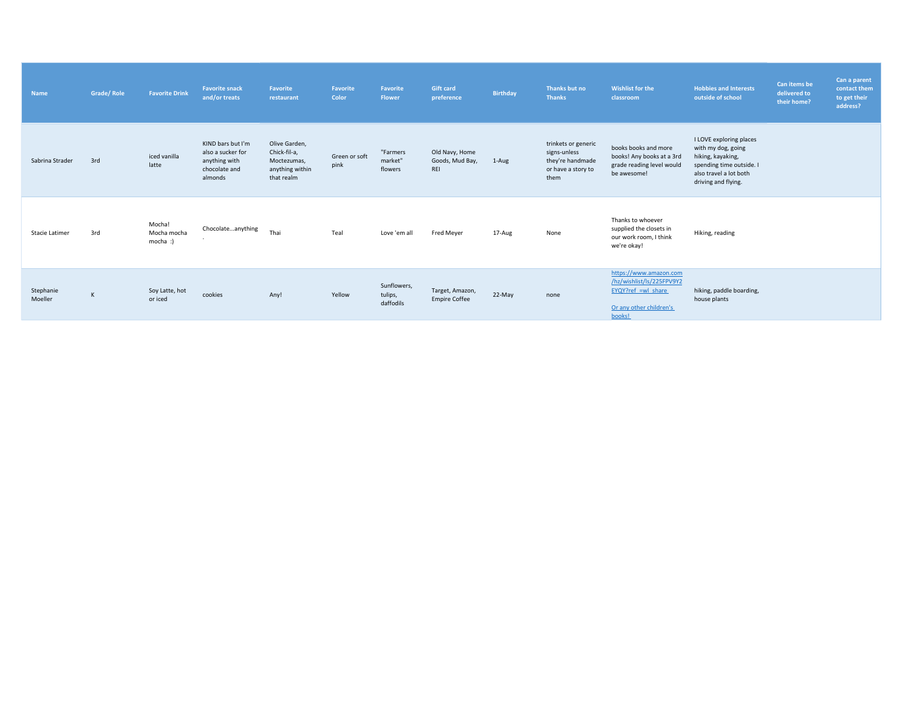| Name | Grade/ Role | Favorite Drink | Favorite snack and/or treats | Favorite restaurant | Favorite Color | Favorite Flower | Gift card preference | Birthday | Thanks but no Thanks | Wishlist for the classroom | Hobbies and Interests outside of school | Can items be delivered to their home? | Can a parent contact them to get their address? |
|---|---|---|---|---|---|---|---|---|---|---|---|---|---|
| Sabrina Strader | 3rd | iced vanilla latte | KIND bars but I'm also a sucker for anything with chocolate and almonds | Olive Garden, Chick-fil-a, Moctezumas, anything within that realm | Green or soft pink | "Farmers market" flowers | Old Navy, Home Goods, Mud Bay, REI | 1-Aug | trinkets or generic signs-unless they're handmade or have a story to them | books books and more books! Any books at a 3rd grade reading level would be awesome! | I LOVE exploring places with my dog, going hiking, kayaking, spending time outside. I also travel a lot both driving and flying. | | |
| Stacie Latimer | 3rd | Mocha! Mocha mocha mocha :) | Chocolate...anything . | Thai | Teal | Love 'em all | Fred Meyer | 17-Aug | None | Thanks to whoever supplied the closets in our work room, I think we're okay! | Hiking, reading | | |
| Stephanie Moeller | K | Soy Latte, hot or iced | cookies | Any! | Yellow | Sunflowers, tulips, daffodils | Target, Amazon, Empire Coffee | 22-May | none | https://www.amazon.com/hz/wishlist/ls/225FPV9Y2EYQY?ref_=wl_share Or any other children's books! | hiking, paddle boarding, house plants | | |